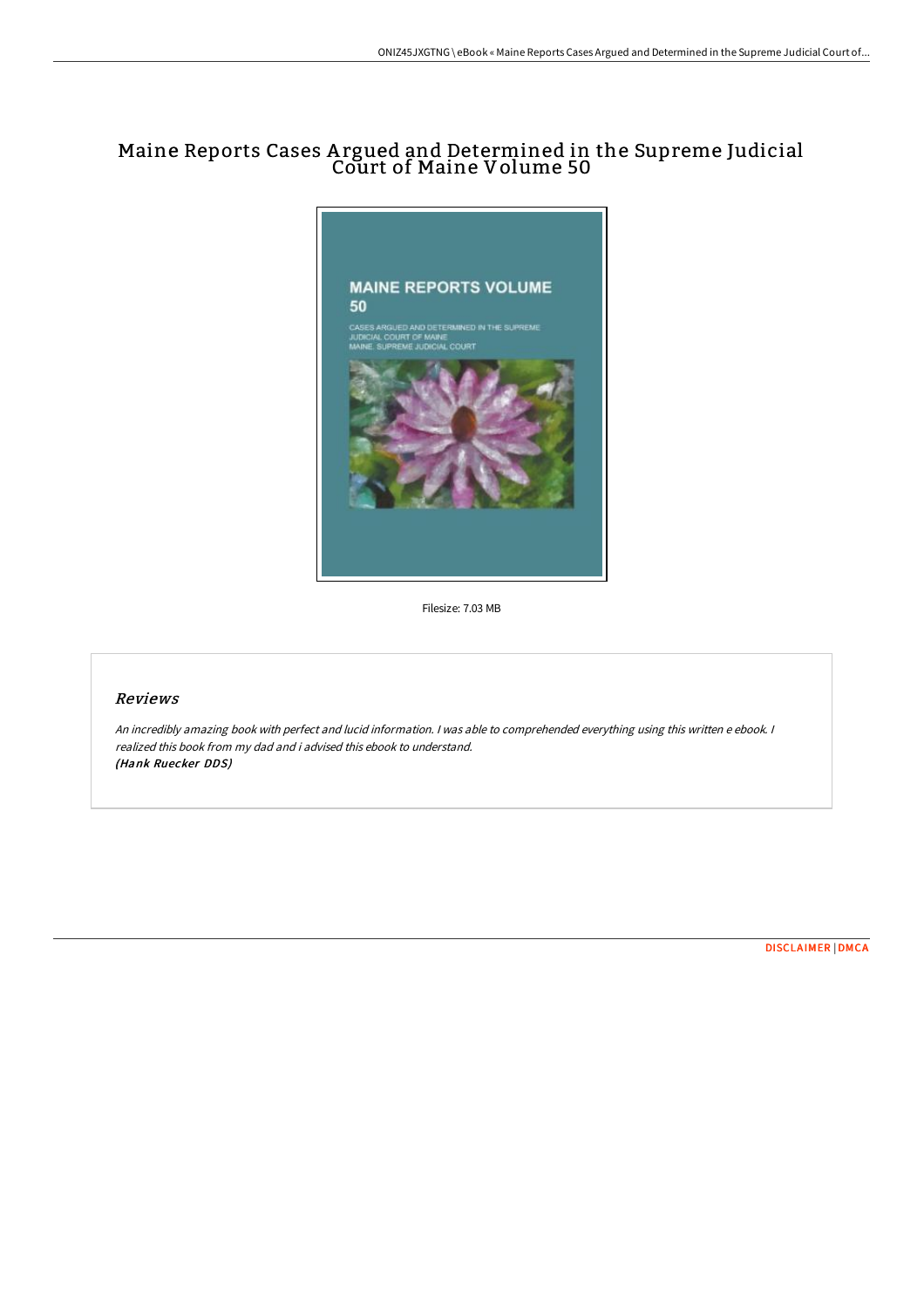# Maine Reports Cases Argued and Determined in the Supreme Judicial Court of Maine Volume 50

Filesize: 7.03 MB

## Reviews

*An incredibly amazing book with perfect and lucid information. I was able to comprehended everything using this written e ebook. I realized this book from my dad and i advised this ebook to understand.*
***(Hank Ruecker DDS)***

DISCLAIMER | DMCA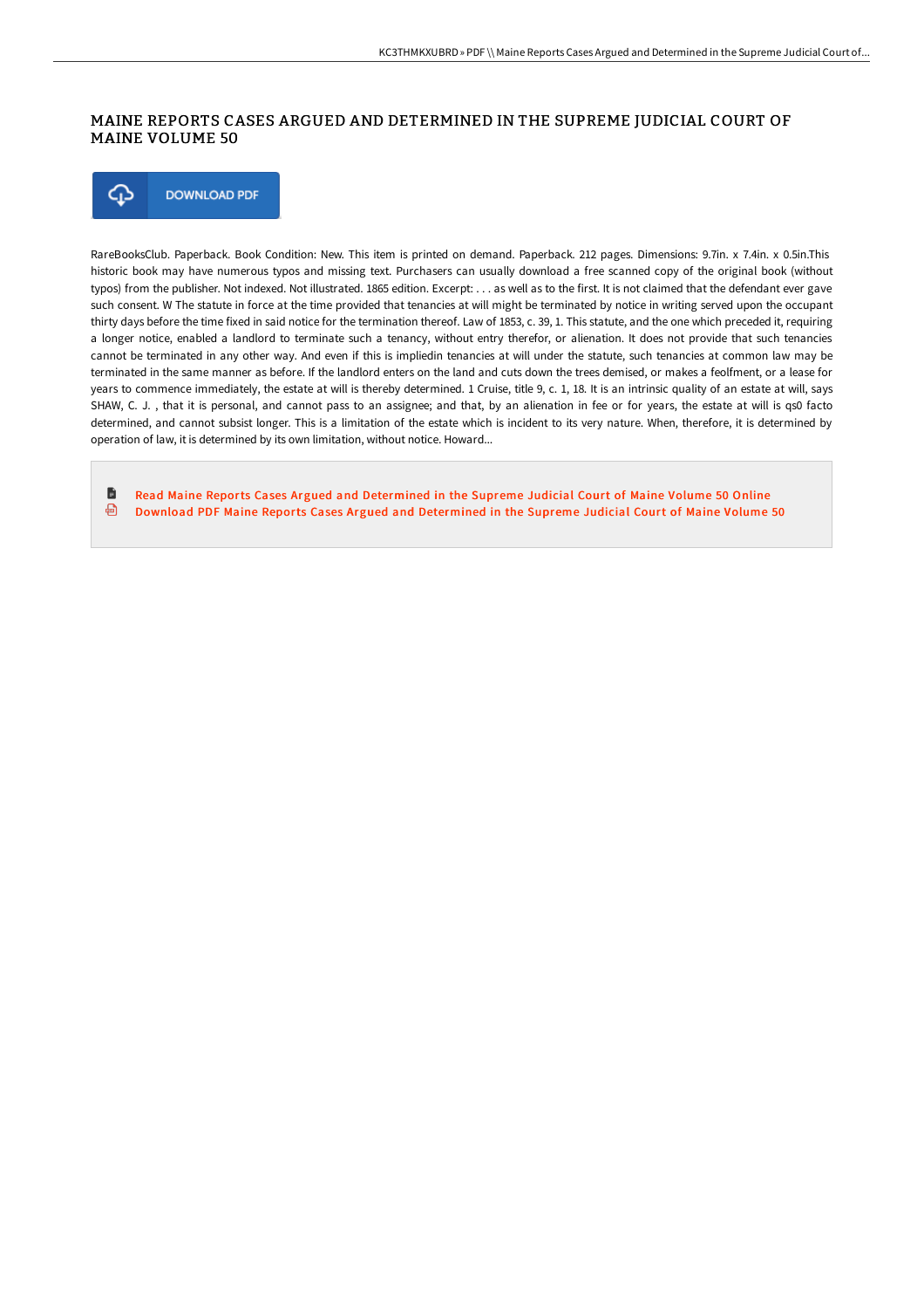## MAINE REPORTS CASES ARGUED AND DETERMINED IN THE SUPREME JUDICIAL COURT OF MAINE VOLUME 50

DOWNLOAD PDF

RareBooksClub. Paperback. Book Condition: New. This item is printed on demand. Paperback. 212 pages. Dimensions: 9.7in. x 7.4in. x 0.5in.This historic book may have numerous typos and missing text. Purchasers can usually download a free scanned copy of the original book (without typos) from the publisher. Not indexed. Not illustrated. 1865 edition. Excerpt: . . . as well as to the first. It is not claimed that the defendant ever gave such consent. W The statute in force at the time provided that tenancies at will might be terminated by notice in writing served upon the occupant thirty days before the time fixed in said notice for the termination thereof. Law of 1853, c. 39, 1. This statute, and the one which preceded it, requiring a longer notice, enabled a landlord to terminate such a tenancy, without entry therefor, or alienation. It does not provide that such tenancies cannot be terminated in any other way. And even if this is impliedin tenancies at will under the statute, such tenancies at common law may be terminated in the same manner as before. If the landlord enters on the land and cuts down the trees demised, or makes a feolfment, or a lease for years to commence immediately, the estate at will is thereby determined. 1 Cruise, title 9, c. 1, 18. It is an intrinsic quality of an estate at will, says SHAW, C. J. , that it is personal, and cannot pass to an assignee; and that, by an alienation in fee or for years, the estate at will is qs0 facto determined, and cannot subsist longer. This is a limitation of the estate which is incident to its very nature. When, therefore, it is determined by operation of law, it is determined by its own limitation, without notice. Howard...

- Read Maine Reports Cases Argued and Determined in the Supreme Judicial Court of Maine Volume 50 Online
- Download PDF Maine Reports Cases Argued and Determined in the Supreme Judicial Court of Maine Volume 50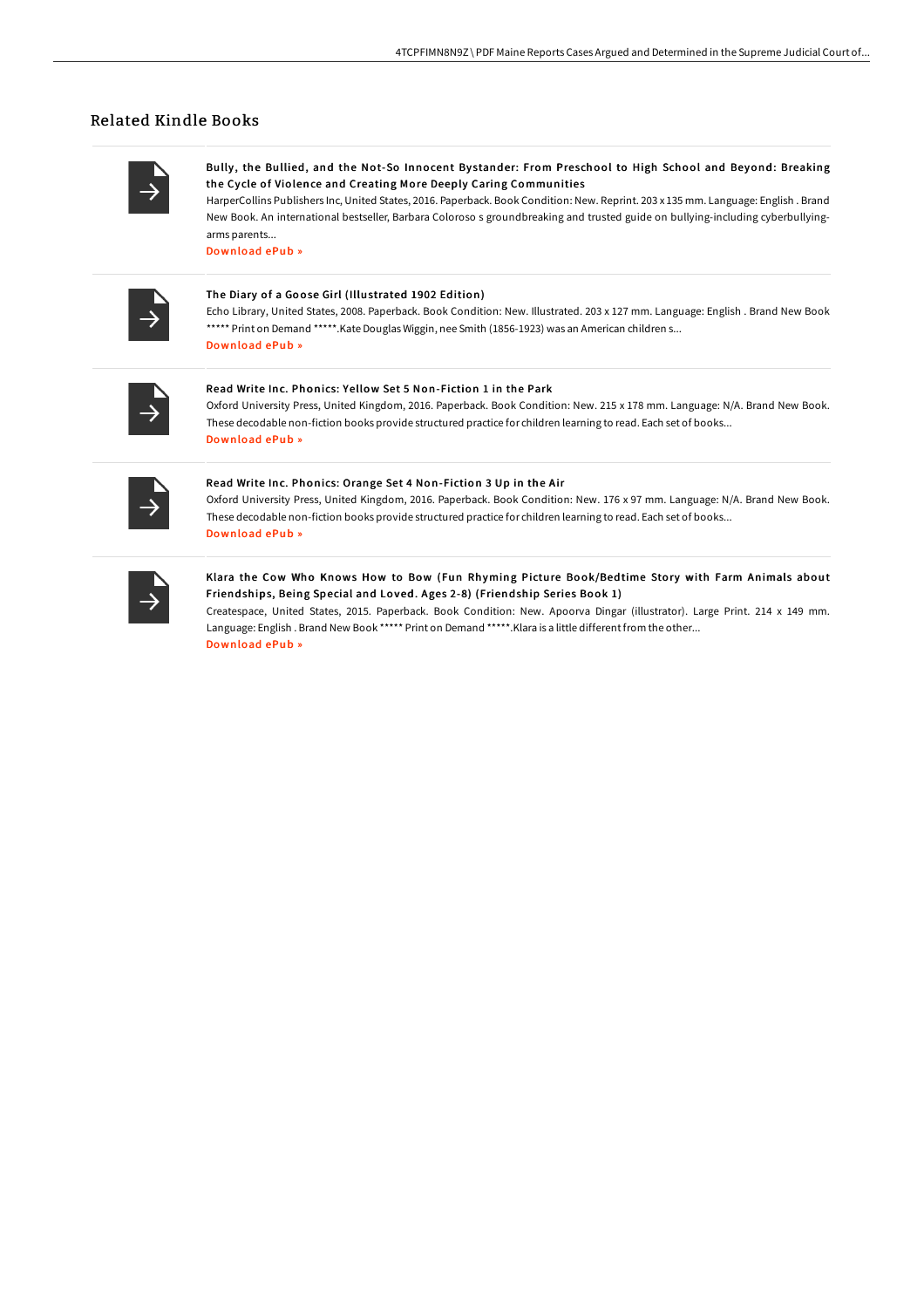## Related Kindle Books

**Bully, the Bullied, and the Not-So Innocent Bystander: From Preschool to High School and Beyond: Breaking the Cycle of Violence and Creating More Deeply Caring Communities**

HarperCollins Publishers Inc, United States, 2016. Paperback. Book Condition: New. Reprint. 203 x 135 mm. Language: English . Brand New Book. An international bestseller, Barbara Coloroso s groundbreaking and trusted guide on bullying-including cyberbullying-arms parents...

Download ePub »

**The Diary of a Goose Girl (Illustrated 1902 Edition)**

Echo Library, United States, 2008. Paperback. Book Condition: New. Illustrated. 203 x 127 mm. Language: English . Brand New Book ***** Print on Demand *****.Kate Douglas Wiggin, nee Smith (1856-1923) was an American children s...

Download ePub »

**Read Write Inc. Phonics: Yellow Set 5 Non-Fiction 1 in the Park**

Oxford University Press, United Kingdom, 2016. Paperback. Book Condition: New. 215 x 178 mm. Language: N/A. Brand New Book. These decodable non-fiction books provide structured practice for children learning to read. Each set of books...

Download ePub »

**Read Write Inc. Phonics: Orange Set 4 Non-Fiction 3 Up in the Air**

Oxford University Press, United Kingdom, 2016. Paperback. Book Condition: New. 176 x 97 mm. Language: N/A. Brand New Book. These decodable non-fiction books provide structured practice for children learning to read. Each set of books...

Download ePub »

**Klara the Cow Who Knows How to Bow (Fun Rhyming Picture Book/Bedtime Story with Farm Animals about Friendships, Being Special and Loved. Ages 2-8) (Friendship Series Book 1)**

Createspace, United States, 2015. Paperback. Book Condition: New. Apoorva Dingar (illustrator). Large Print. 214 x 149 mm. Language: English . Brand New Book ***** Print on Demand *****.Klara is a little different from the other...

Download ePub »